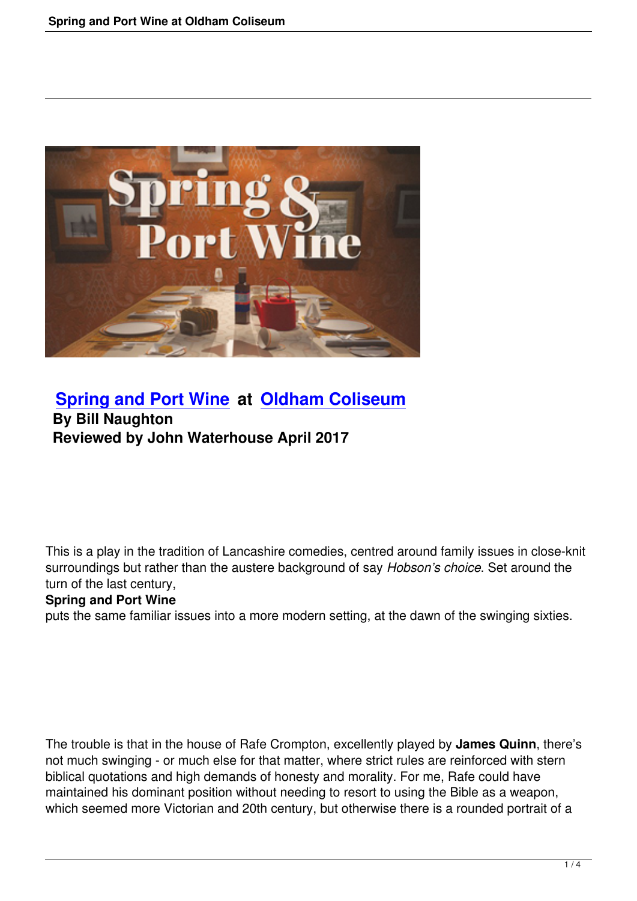## Spring and Port Wine at Oldham Coliseum

**By Bill Naughton**

**Reviewed by John Waterhouse April 2017**

This is a play in the tradition of Lancashire comedies, centred around family issues in close-knit surroundings but rather than the austere background of say *Hobson's choice*. Set around the turn of the last century, **Spring and Port Wine** puts the same familiar issues into a more modern setting, at the dawn of the swinging sixties.

The trouble is that in the house of Rafe Crompton, excellently played by **James Quinn**, there's not much swinging - or much else for that matter, where strict rules are reinforced with stern biblical quotations and high demands of honesty and morality. For me, Rafe could have maintained his dominant position without needing to resort to using the Bible as a weapon, which seemed more Victorian and 20th century, but otherwise there is a rounded portrait of a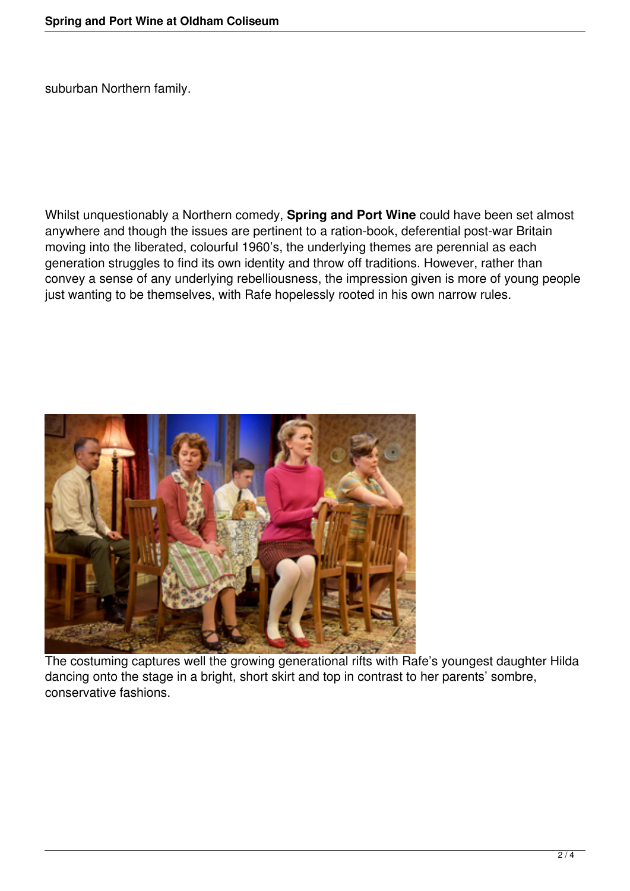suburban Northern family.

Whilst unquestionably a Northern comedy, **Spring and Port Wine** could have been set almost anywhere and though the issues are pertinent to a ration-book, deferential post-war Britain moving into the liberated, colourful 1960's, the underlying themes are perennial as each generation struggles to find its own identity and throw off traditions. However, rather than convey a sense of any underlying rebelliousness, the impression given is more of young people just wanting to be themselves, with Rafe hopelessly rooted in his own narrow rules.

The costuming captures well the growing generational rifts with Rafe's youngest daughter Hilda dancing onto the stage in a bright, short skirt and top in contrast to her parents' sombre, conservative fashions.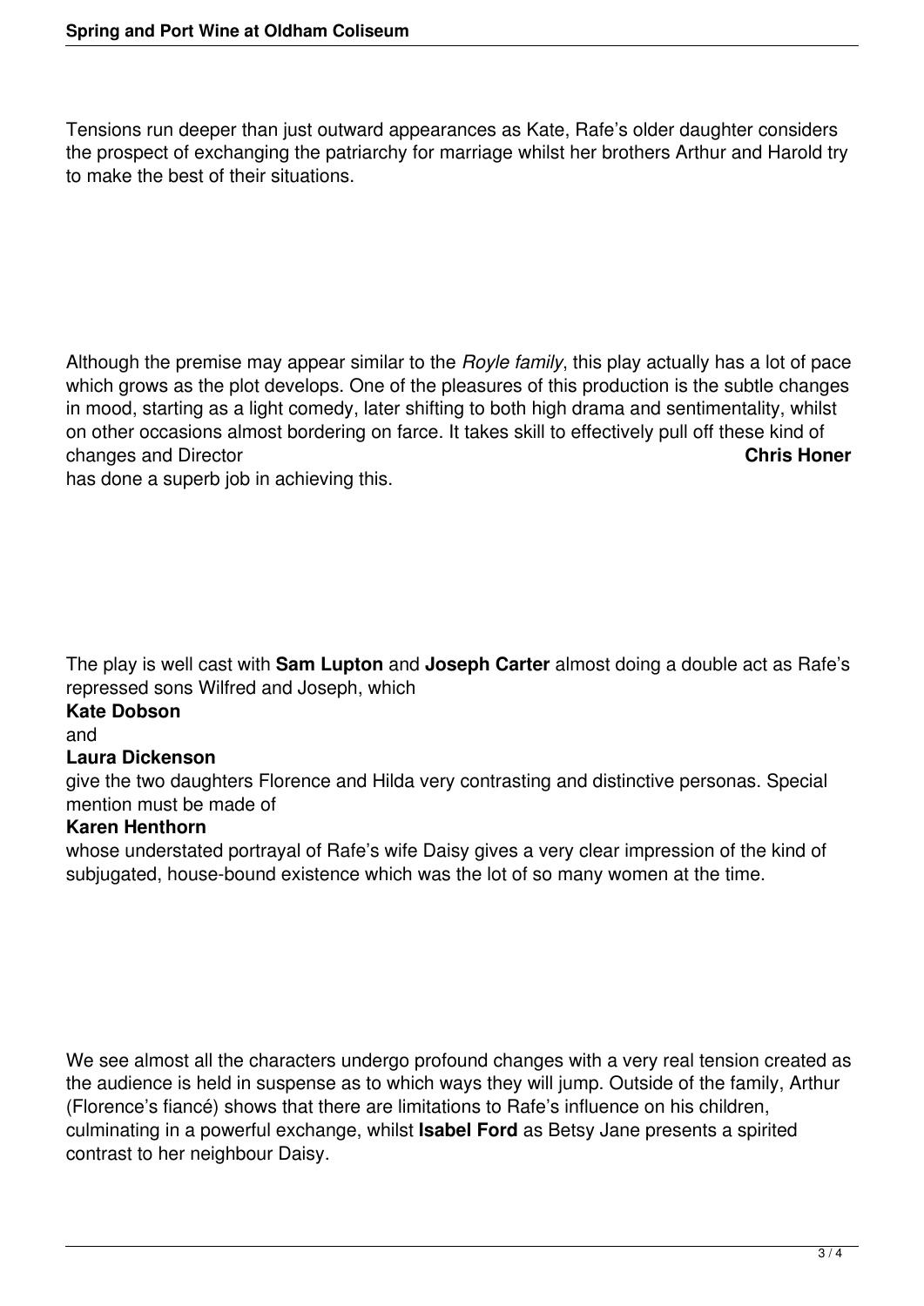Tensions run deeper than just outward appearances as Kate, Rafe's older daughter considers the prospect of exchanging the patriarchy for marriage whilst her brothers Arthur and Harold try to make the best of their situations.

Although the premise may appear similar to the *Royle family*, this play actually has a lot of pace which grows as the plot develops. One of the pleasures of this production is the subtle changes in mood, starting as a light comedy, later shifting to both high drama and sentimentality, whilst on other occasions almost bordering on farce. It takes skill to effectively pull off these kind of changes and Director **Chris Honer** has done a superb job in achieving this.

The play is well cast with **Sam Lupton** and **Joseph Carter** almost doing a double act as Rafe's repressed sons Wilfred and Joseph, which **Kate Dobson** and **Laura Dickenson** give the two daughters Florence and Hilda very contrasting and distinctive personas. Special mention must be made of **Karen Henthorn** whose understated portrayal of Rafe's wife Daisy gives a very clear impression of the kind of subjugated, house-bound existence which was the lot of so many women at the time.

We see almost all the characters undergo profound changes with a very real tension created as the audience is held in suspense as to which ways they will jump. Outside of the family, Arthur (Florence's fiancé) shows that there are limitations to Rafe's influence on his children, culminating in a powerful exchange, whilst **Isabel Ford** as Betsy Jane presents a spirited contrast to her neighbour Daisy.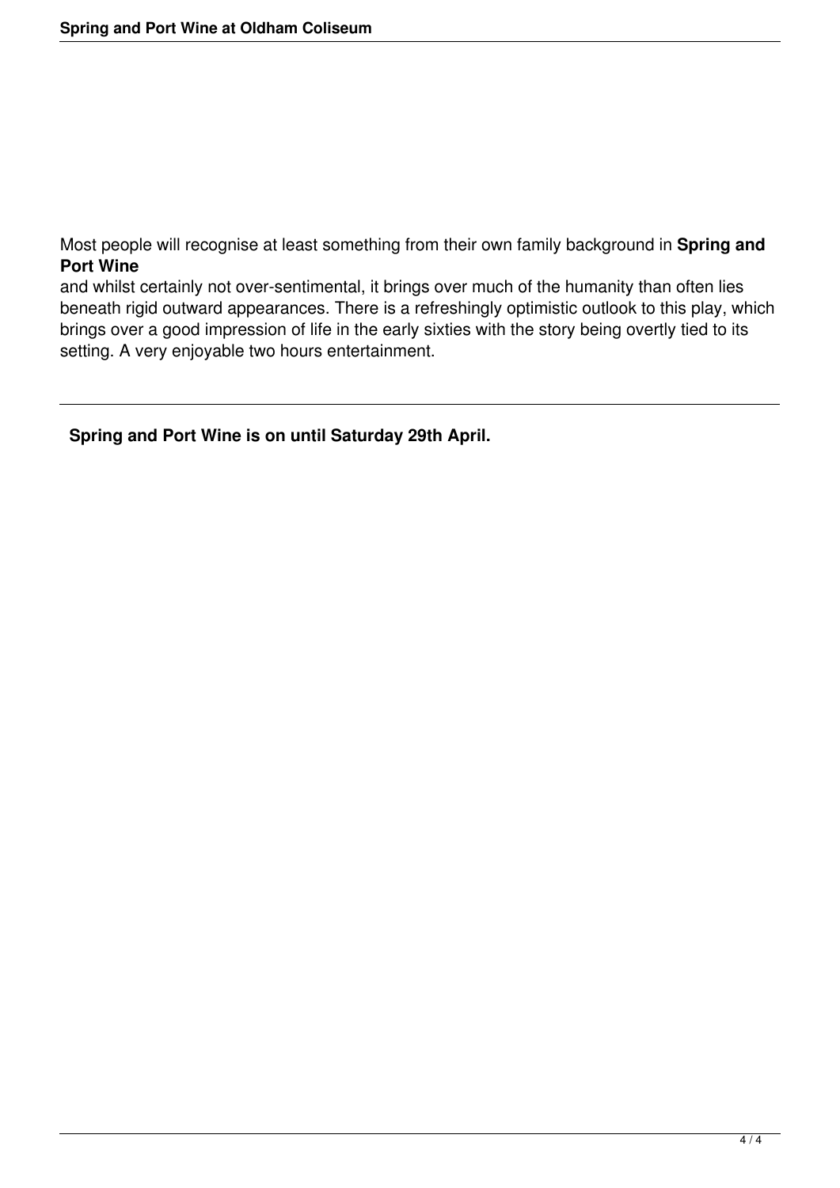Most people will recognise at least something from their own family background in **Spring and Port Wine** and whilst certainly not over-sentimental, it brings over much of the humanity than often lies beneath rigid outward appearances. There is a refreshingly optimistic outlook to this play, which brings over a good impression of life in the early sixties with the story being overtly tied to its setting. A very enjoyable two hours entertainment.

---

**Spring and Port Wine is on until Saturday 29th April.**